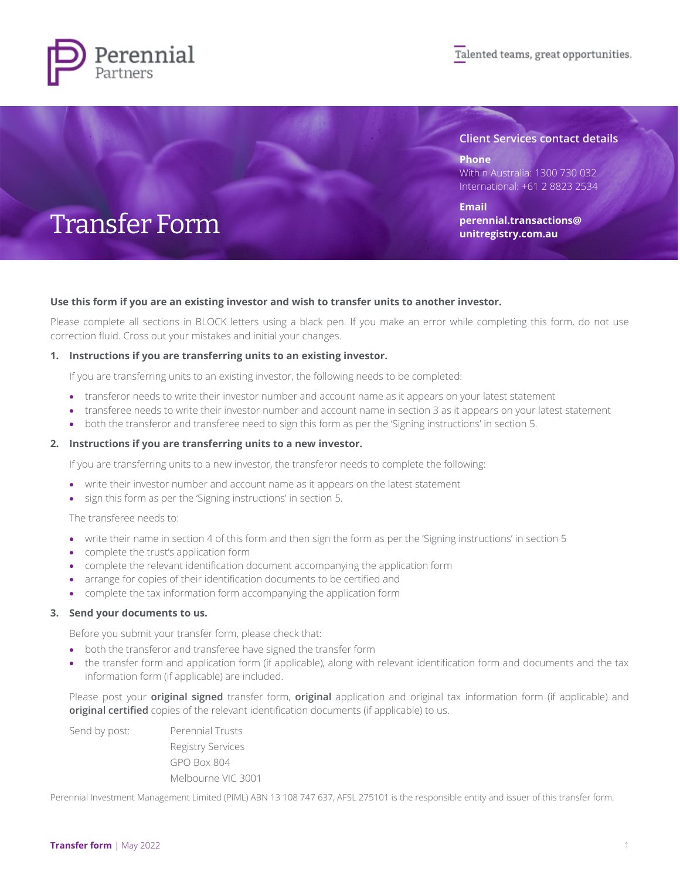Perennial Partners

Talented teams, great opportunities.

# Transfer Form

**Client Services contact details**

**Phone**
Within Australia: 1300 730 032
International: +61 2 8823 2534

**Email**
**perennial.transactions@unitregistry.com.au**

**Use this form if you are an existing investor and wish to transfer units to another investor.**

Please complete all sections in BLOCK letters using a black pen. If you make an error while completing this form, do not use correction fluid. Cross out your mistakes and initial your changes.

### 1. Instructions if you are transferring units to an existing investor.

If you are transferring units to an existing investor, the following needs to be completed:

- transferor needs to write their investor number and account name as it appears on your latest statement
- transferee needs to write their investor number and account name in section 3 as it appears on your latest statement
- both the transferor and transferee need to sign this form as per the 'Signing instructions' in section 5.

### 2. Instructions if you are transferring units to a new investor.

If you are transferring units to a new investor, the transferor needs to complete the following:

- write their investor number and account name as it appears on the latest statement
- sign this form as per the 'Signing instructions' in section 5.

The transferee needs to:

- write their name in section 4 of this form and then sign the form as per the 'Signing instructions' in section 5
- complete the trust's application form
- complete the relevant identification document accompanying the application form
- arrange for copies of their identification documents to be certified and
- complete the tax information form accompanying the application form

### 3. Send your documents to us.

Before you submit your transfer form, please check that:

- both the transferor and transferee have signed the transfer form
- the transfer form and application form (if applicable), along with relevant identification form and documents and the tax information form (if applicable) are included.

Please post your **original signed** transfer form, **original** application and original tax information form (if applicable) and **original certified** copies of the relevant identification documents (if applicable) to us.

Send by post:

Perennial Trusts
Registry Services
GPO Box 804
Melbourne VIC 3001

Perennial Investment Management Limited (PIML) ABN 13 108 747 637, AFSL 275101 is the responsible entity and issuer of this transfer form.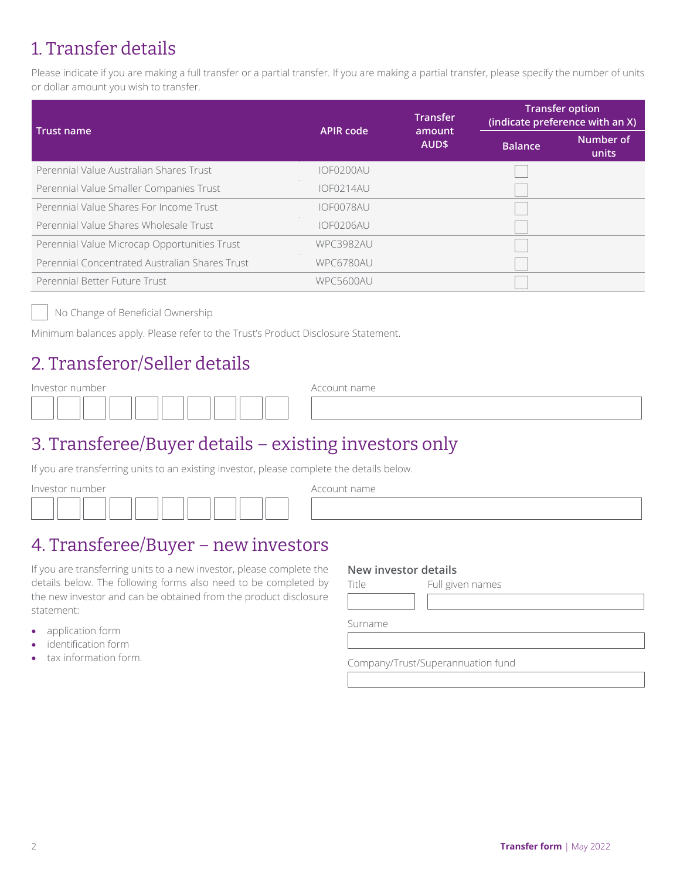# 1. Transfer details

Please indicate if you are making a full transfer or a partial transfer. If you are making a partial transfer, please specify the number of units or dollar amount you wish to transfer.

| Trust name | APIR code | Transfer amount AUD$ | Transfer option (indicate preference with an X) | |
|---|---|---|---|---|
| | | | Balance | Number of units |
| Perennial Value Australian Shares Trust | IOF0200AU | | ☐ | |
| Perennial Value Smaller Companies Trust | IOF0214AU | | ☐ | |
| Perennial Value Shares For Income Trust | IOF0078AU | | ☐ | |
| Perennial Value Shares Wholesale Trust | IOF0206AU | | ☐ | |
| Perennial Value Microcap Opportunities Trust | WPC3982AU | | ☐ | |
| Perennial Concentrated Australian Shares Trust | WPC6780AU | | ☐ | |
| Perennial Better Future Trust | WPC5600AU | | ☐ | |

☐ No Change of Beneficial Ownership

Minimum balances apply. Please refer to the Trust's Product Disclosure Statement.

# 2. Transferor/Seller details

Investor number

Account name

# 3. Transferee/Buyer details – existing investors only

If you are transferring units to an existing investor, please complete the details below.

Investor number

Account name

# 4. Transferee/Buyer – new investors

If you are transferring units to a new investor, please complete the details below. The following forms also need to be completed by the new investor and can be obtained from the product disclosure statement:

- application form
- identification form
- tax information form.

**New investor details**

Title

Full given names

Surname

Company/Trust/Superannuation fund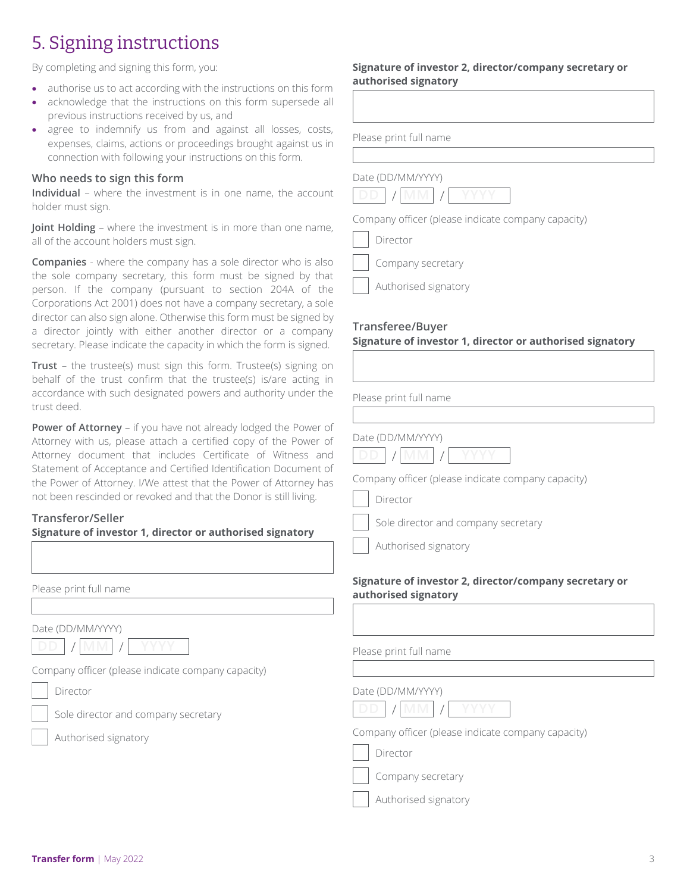# 5. Signing instructions

By completing and signing this form, you:

- authorise us to act according with the instructions on this form
- acknowledge that the instructions on this form supersede all previous instructions received by us, and
- agree to indemnify us from and against all losses, costs, expenses, claims, actions or proceedings brought against us in connection with following your instructions on this form.

### Who needs to sign this form

**Individual** – where the investment is in one name, the account holder must sign.

**Joint Holding** – where the investment is in more than one name, all of the account holders must sign.

**Companies** - where the company has a sole director who is also the sole company secretary, this form must be signed by that person. If the company (pursuant to section 204A of the Corporations Act 2001) does not have a company secretary, a sole director can also sign alone. Otherwise this form must be signed by a director jointly with either another director or a company secretary. Please indicate the capacity in which the form is signed.

**Trust** – the trustee(s) must sign this form. Trustee(s) signing on behalf of the trust confirm that the trustee(s) is/are acting in accordance with such designated powers and authority under the trust deed.

**Power of Attorney** – if you have not already lodged the Power of Attorney with us, please attach a certified copy of the Power of Attorney document that includes Certificate of Witness and Statement of Acceptance and Certified Identification Document of the Power of Attorney. I/We attest that the Power of Attorney has not been rescinded or revoked and that the Donor is still living.

### Transferor/Seller

**Signature of investor 1, director or authorised signatory**

Please print full name

Date (DD/MM/YYYY)

DD / MM / YYYY

Company officer (please indicate company capacity)

- [ ] Director
- [ ] Sole director and company secretary
- [ ] Authorised signatory

**Signature of investor 2, director/company secretary or authorised signatory**

Please print full name

Date (DD/MM/YYYY)

DD / MM / YYYY

Company officer (please indicate company capacity)

- [ ] Director
- [ ] Company secretary
- [ ] Authorised signatory

### Transferee/Buyer

**Signature of investor 1, director or authorised signatory**

Please print full name

Date (DD/MM/YYYY)

DD / MM / YYYY

Company officer (please indicate company capacity)

- [ ] Director
- [ ] Sole director and company secretary
- [ ] Authorised signatory

**Signature of investor 2, director/company secretary or authorised signatory**

Please print full name

Date (DD/MM/YYYY)

DD / MM / YYYY

Company officer (please indicate company capacity)

- [ ] Director
- [ ] Company secretary
- [ ] Authorised signatory